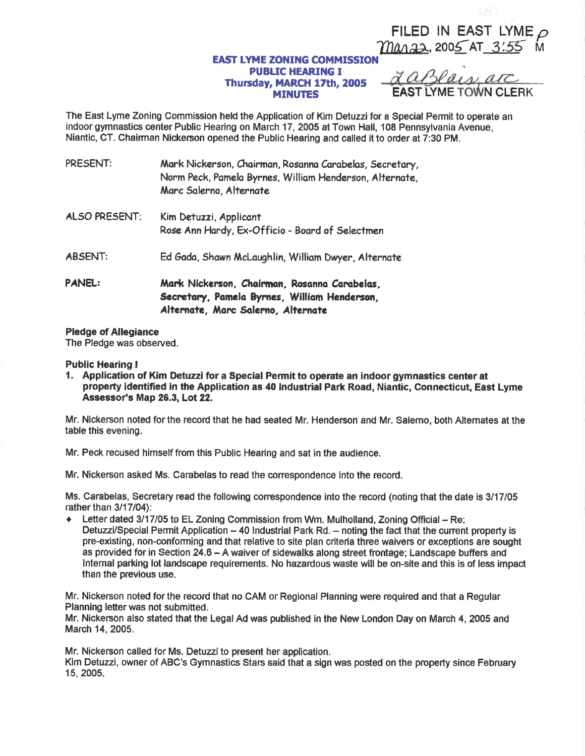FILED IN EAST LYME P
Mar 22, 2005 AT 3:55 M

*LaBlais, atc*
EAST LYME TOWN CLERK

# EAST LYME ZONING COMMISSION
## PUBLIC HEARING I
## Thursday, MARCH 17th, 2005
## MINUTES

The East Lyme Zoning Commission held the Application of Kim Detuzzi for a Special Permit to operate an indoor gymnastics center Public Hearing on March 17, 2005 at Town Hall, 108 Pennsylvania Avenue, Niantic, CT. Chairman Nickerson opened the Public Hearing and called it to order at 7:30 PM.

PRESENT: Mark Nickerson, Chairman, Rosanna Carabelas, Secretary, Norm Peck, Pamela Byrnes, William Henderson, Alternate, Marc Salerno, Alternate

ALSO PRESENT: Kim Detuzzi, Applicant
Rose Ann Hardy, Ex-Officio - Board of Selectmen

ABSENT: Ed Gada, Shawn McLaughlin, William Dwyer, Alternate

**PANEL:** **Mark Nickerson, Chairman, Rosanna Carabelas, Secretary, Pamela Byrnes, William Henderson, Alternate, Marc Salerno, Alternate**

**Pledge of Allegiance**
The Pledge was observed.

**Public Hearing I**

1. **Application of Kim Detuzzi for a Special Permit to operate an indoor gymnastics center at property identified in the Application as 40 Industrial Park Road, Niantic, Connecticut, East Lyme Assessor's Map 26.3, Lot 22.**

Mr. Nickerson noted for the record that he had seated Mr. Henderson and Mr. Salerno, both Alternates at the table this evening.

Mr. Peck recused himself from this Public Hearing and sat in the audience.

Mr. Nickerson asked Ms. Carabelas to read the correspondence into the record.

Ms. Carabelas, Secretary read the following correspondence into the record (noting that the date is 3/17/05 rather than 3/17/04):

- Letter dated 3/17/05 to EL Zoning Commission from Wm. Mulholland, Zoning Official – Re: Detuzzi/Special Permit Application – 40 Industrial Park Rd. – noting the fact that the current property is pre-existing, non-conforming and that relative to site plan criteria three waivers or exceptions are sought as provided for in Section 24.6 – A waiver of sidewalks along street frontage; Landscape buffers and Internal parking lot landscape requirements. No hazardous waste will be on-site and this is of less impact than the previous use.

Mr. Nickerson noted for the record that no CAM or Regional Planning were required and that a Regular Planning letter was not submitted.
Mr. Nickerson also stated that the Legal Ad was published in the New London Day on March 4, 2005 and March 14, 2005.

Mr. Nickerson called for Ms. Detuzzi to present her application.
Kim Detuzzi, owner of ABC's Gymnastics Stars said that a sign was posted on the property since February 15, 2005.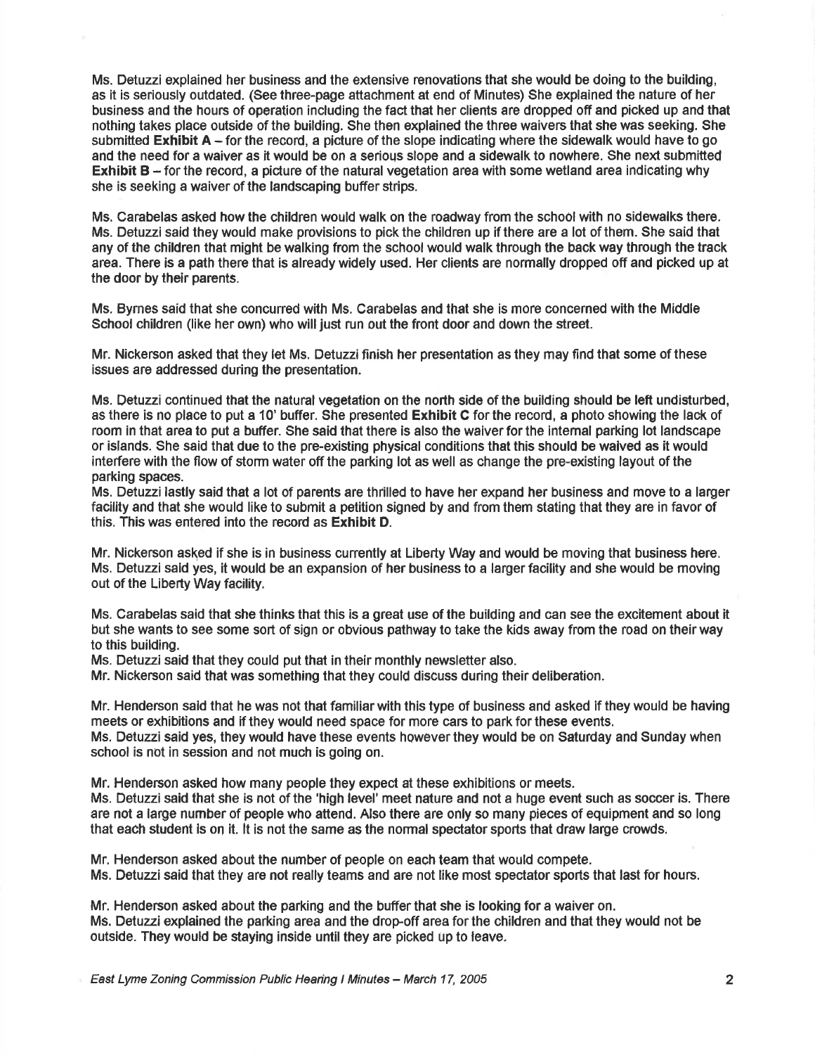Ms. Detuzzi explained her business and the extensive renovations that she would be doing to the building, as it is seriously outdated. (See three-page attachment at end of Minutes) She explained the nature of her business and the hours of operation including the fact that her clients are dropped off and picked up and that nothing takes place outside of the building. She then explained the three waivers that she was seeking. She submitted **Exhibit A** – for the record, a picture of the slope indicating where the sidewalk would have to go and the need for a waiver as it would be on a serious slope and a sidewalk to nowhere. She next submitted **Exhibit B** – for the record, a picture of the natural vegetation area with some wetland area indicating why she is seeking a waiver of the landscaping buffer strips.

Ms. Carabelas asked how the children would walk on the roadway from the school with no sidewalks there. Ms. Detuzzi said they would make provisions to pick the children up if there are a lot of them. She said that any of the children that might be walking from the school would walk through the back way through the track area. There is a path there that is already widely used. Her clients are normally dropped off and picked up at the door by their parents.

Ms. Byrnes said that she concurred with Ms. Carabelas and that she is more concerned with the Middle School children (like her own) who will just run out the front door and down the street.

Mr. Nickerson asked that they let Ms. Detuzzi finish her presentation as they may find that some of these issues are addressed during the presentation.

Ms. Detuzzi continued that the natural vegetation on the north side of the building should be left undisturbed, as there is no place to put a 10' buffer. She presented **Exhibit C** for the record, a photo showing the lack of room in that area to put a buffer. She said that there is also the waiver for the internal parking lot landscape or islands. She said that due to the pre-existing physical conditions that this should be waived as it would interfere with the flow of storm water off the parking lot as well as change the pre-existing layout of the parking spaces.
Ms. Detuzzi lastly said that a lot of parents are thrilled to have her expand her business and move to a larger facility and that she would like to submit a petition signed by and from them stating that they are in favor of this. This was entered into the record as **Exhibit D**.

Mr. Nickerson asked if she is in business currently at Liberty Way and would be moving that business here. Ms. Detuzzi said yes, it would be an expansion of her business to a larger facility and she would be moving out of the Liberty Way facility.

Ms. Carabelas said that she thinks that this is a great use of the building and can see the excitement about it but she wants to see some sort of sign or obvious pathway to take the kids away from the road on their way to this building.
Ms. Detuzzi said that they could put that in their monthly newsletter also.
Mr. Nickerson said that was something that they could discuss during their deliberation.

Mr. Henderson said that he was not that familiar with this type of business and asked if they would be having meets or exhibitions and if they would need space for more cars to park for these events.
Ms. Detuzzi said yes, they would have these events however they would be on Saturday and Sunday when school is not in session and not much is going on.

Mr. Henderson asked how many people they expect at these exhibitions or meets.
Ms. Detuzzi said that she is not of the 'high level' meet nature and not a huge event such as soccer is. There are not a large number of people who attend. Also there are only so many pieces of equipment and so long that each student is on it. It is not the same as the normal spectator sports that draw large crowds.

Mr. Henderson asked about the number of people on each team that would compete.
Ms. Detuzzi said that they are not really teams and are not like most spectator sports that last for hours.

Mr. Henderson asked about the parking and the buffer that she is looking for a waiver on.
Ms. Detuzzi explained the parking area and the drop-off area for the children and that they would not be outside. They would be staying inside until they are picked up to leave.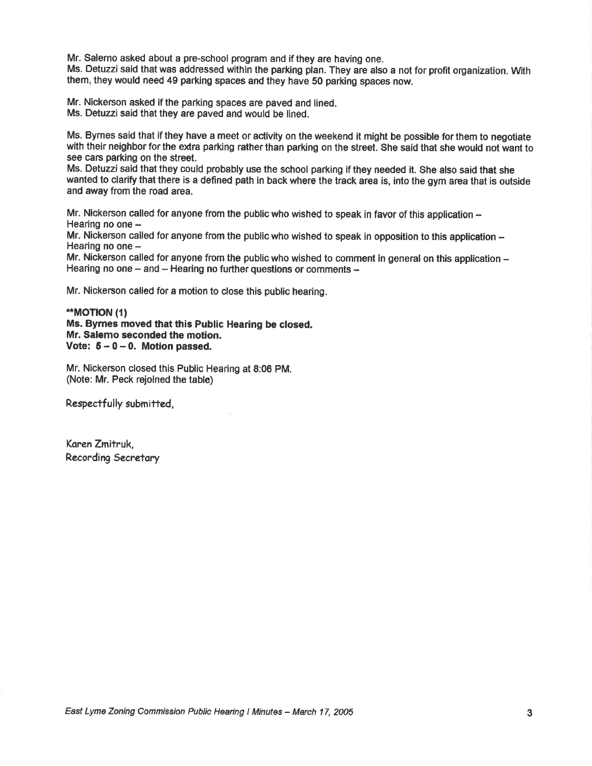Mr. Salerno asked about a pre-school program and if they are having one.
Ms. Detuzzi said that was addressed within the parking plan. They are also a not for profit organization. With them, they would need 49 parking spaces and they have 50 parking spaces now.

Mr. Nickerson asked if the parking spaces are paved and lined.
Ms. Detuzzi said that they are paved and would be lined.

Ms. Byrnes said that if they have a meet or activity on the weekend it might be possible for them to negotiate with their neighbor for the extra parking rather than parking on the street. She said that she would not want to see cars parking on the street.
Ms. Detuzzi said that they could probably use the school parking if they needed it. She also said that she wanted to clarify that there is a defined path in back where the track area is, into the gym area that is outside and away from the road area.

Mr. Nickerson called for anyone from the public who wished to speak in favor of this application –
Hearing no one –
Mr. Nickerson called for anyone from the public who wished to speak in opposition to this application –
Hearing no one –
Mr. Nickerson called for anyone from the public who wished to comment in general on this application –
Hearing no one – and – Hearing no further questions or comments –

Mr. Nickerson called for a motion to close this public hearing.

**\*\*MOTION (1)**
**Ms. Byrnes moved that this Public Hearing be closed.**
**Mr. Salerno seconded the motion.**
**Vote: 5 – 0 – 0. Motion passed.**

Mr. Nickerson closed this Public Hearing at 8:06 PM.
(Note: Mr. Peck rejoined the table)

Respectfully submitted,

Karen Zmitruk,
Recording Secretary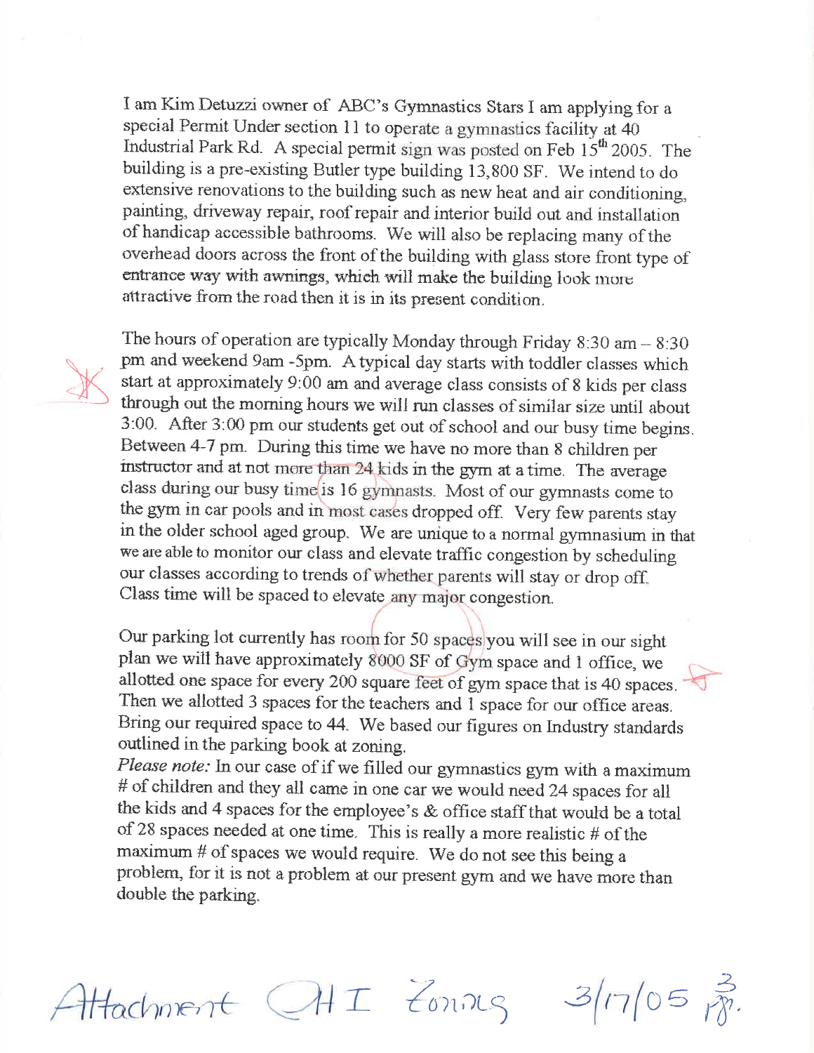I am Kim Detuzzi owner of ABC's Gymnastics Stars I am applying for a special Permit Under section 11 to operate a gymnastics facility at 40 Industrial Park Rd. A special permit sign was posted on Feb 15th 2005. The building is a pre-existing Butler type building 13,800 SF. We intend to do extensive renovations to the building such as new heat and air conditioning, painting, driveway repair, roof repair and interior build out and installation of handicap accessible bathrooms. We will also be replacing many of the overhead doors across the front of the building with glass store front type of entrance way with awnings, which will make the building look more attractive from the road then it is in its present condition.

The hours of operation are typically Monday through Friday 8:30 am – 8:30 pm and weekend 9am -5pm. A typical day starts with toddler classes which start at approximately 9:00 am and average class consists of 8 kids per class through out the morning hours we will run classes of similar size until about 3:00. After 3:00 pm our students get out of school and our busy time begins. Between 4-7 pm. During this time we have no more than 8 children per instructor and at not more than 24 kids in the gym at a time. The average class during our busy time is 16 gymnasts. Most of our gymnasts come to the gym in car pools and in most cases dropped off. Very few parents stay in the older school aged group. We are unique to a normal gymnasium in that we are able to monitor our class and elevate traffic congestion by scheduling our classes according to trends of whether parents will stay or drop off. Class time will be spaced to elevate any major congestion.

Our parking lot currently has room for 50 spaces you will see in our sight plan we will have approximately 8000 SF of Gym space and 1 office, we allotted one space for every 200 square feet of gym space that is 40 spaces. Then we allotted 3 spaces for the teachers and 1 space for our office areas. Bring our required space to 44. We based our figures on Industry standards outlined in the parking book at zoning.

*Please note:* In our case of if we filled our gymnastics gym with a maximum # of children and they all came in one car we would need 24 spaces for all the kids and 4 spaces for the employee's & office staff that would be a total of 28 spaces needed at one time. This is really a more realistic # of the maximum # of spaces we would require. We do not see this being a problem, for it is not a problem at our present gym and we have more than double the parking.

Attachment H I Zoning 3/17/05 3 pp.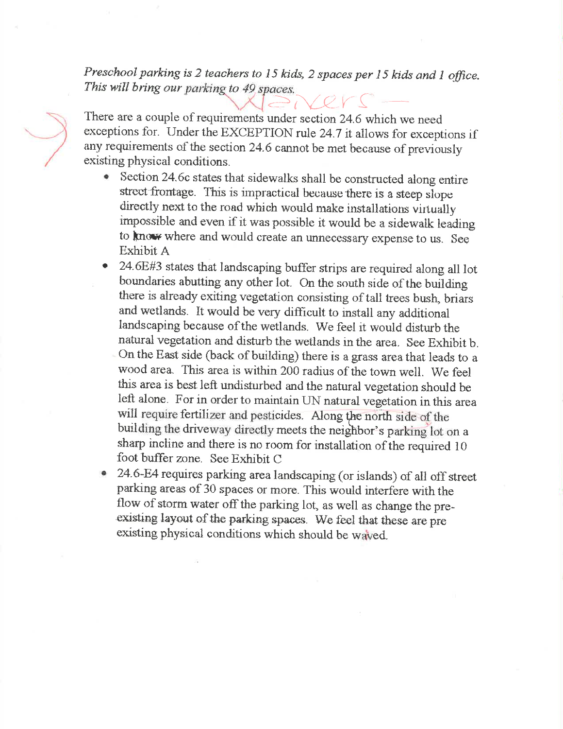*Preschool parking is 2 teachers to 15 kids, 2 spaces per 15 kids and 1 office. This will bring our parking to 49 spaces.*

Waivers

There are a couple of requirements under section 24.6 which we need exceptions for. Under the EXCEPTION rule 24.7 it allows for exceptions if any requirements of the section 24.6 cannot be met because of previously existing physical conditions.

- Section 24.6c states that sidewalks shall be constructed along entire street frontage. This is impractical because there is a steep slope directly next to the road which would make installations virtually impossible and even if it was possible it would be a sidewalk leading to know where and would create an unnecessary expense to us. See Exhibit A
- 24.6E#3 states that landscaping buffer strips are required along all lot boundaries abutting any other lot. On the south side of the building there is already exiting vegetation consisting of tall trees bush, briars and wetlands. It would be very difficult to install any additional landscaping because of the wetlands. We feel it would disturb the natural vegetation and disturb the wetlands in the area. See Exhibit b. On the East side (back of building) there is a grass area that leads to a wood area. This area is within 200 radius of the town well. We feel this area is best left undisturbed and the natural vegetation should be left alone. For in order to maintain UN natural vegetation in this area will require fertilizer and pesticides. Along the north side of the building the driveway directly meets the neighbor's parking lot on a sharp incline and there is no room for installation of the required 10 foot buffer zone. See Exhibit C
- 24.6-E4 requires parking area landscaping (or islands) of all off street parking areas of 30 spaces or more. This would interfere with the flow of storm water off the parking lot, as well as change the pre-existing layout of the parking spaces. We feel that these are pre existing physical conditions which should be waved.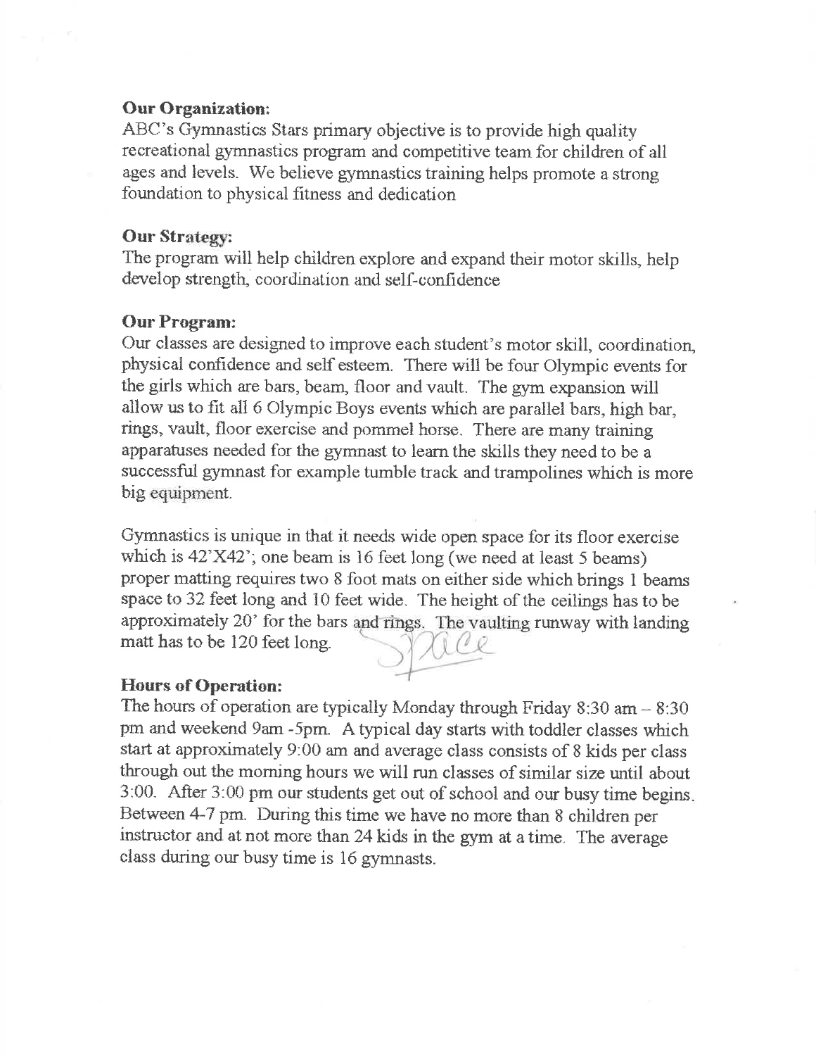**Our Organization:**
ABC's Gymnastics Stars primary objective is to provide high quality recreational gymnastics program and competitive team for children of all ages and levels. We believe gymnastics training helps promote a strong foundation to physical fitness and dedication

**Our Strategy:**
The program will help children explore and expand their motor skills, help develop strength, coordination and self-confidence

**Our Program:**
Our classes are designed to improve each student's motor skill, coordination, physical confidence and self esteem. There will be four Olympic events for the girls which are bars, beam, floor and vault. The gym expansion will allow us to fit all 6 Olympic Boys events which are parallel bars, high bar, rings, vault, floor exercise and pommel horse. There are many training apparatuses needed for the gymnast to learn the skills they need to be a successful gymnast for example tumble track and trampolines which is more big equipment.

Gymnastics is unique in that it needs wide open space for its floor exercise which is 42'X42'; one beam is 16 feet long (we need at least 5 beams) proper matting requires two 8 foot mats on either side which brings 1 beams space to 32 feet long and 10 feet wide. The height of the ceilings has to be approximately 20' for the bars and rings. The vaulting runway with landing matt has to be 120 feet long. Space

**Hours of Operation:**
The hours of operation are typically Monday through Friday 8:30 am – 8:30 pm and weekend 9am -5pm. A typical day starts with toddler classes which start at approximately 9:00 am and average class consists of 8 kids per class through out the morning hours we will run classes of similar size until about 3:00. After 3:00 pm our students get out of school and our busy time begins. Between 4-7 pm. During this time we have no more than 8 children per instructor and at not more than 24 kids in the gym at a time. The average class during our busy time is 16 gymnasts.